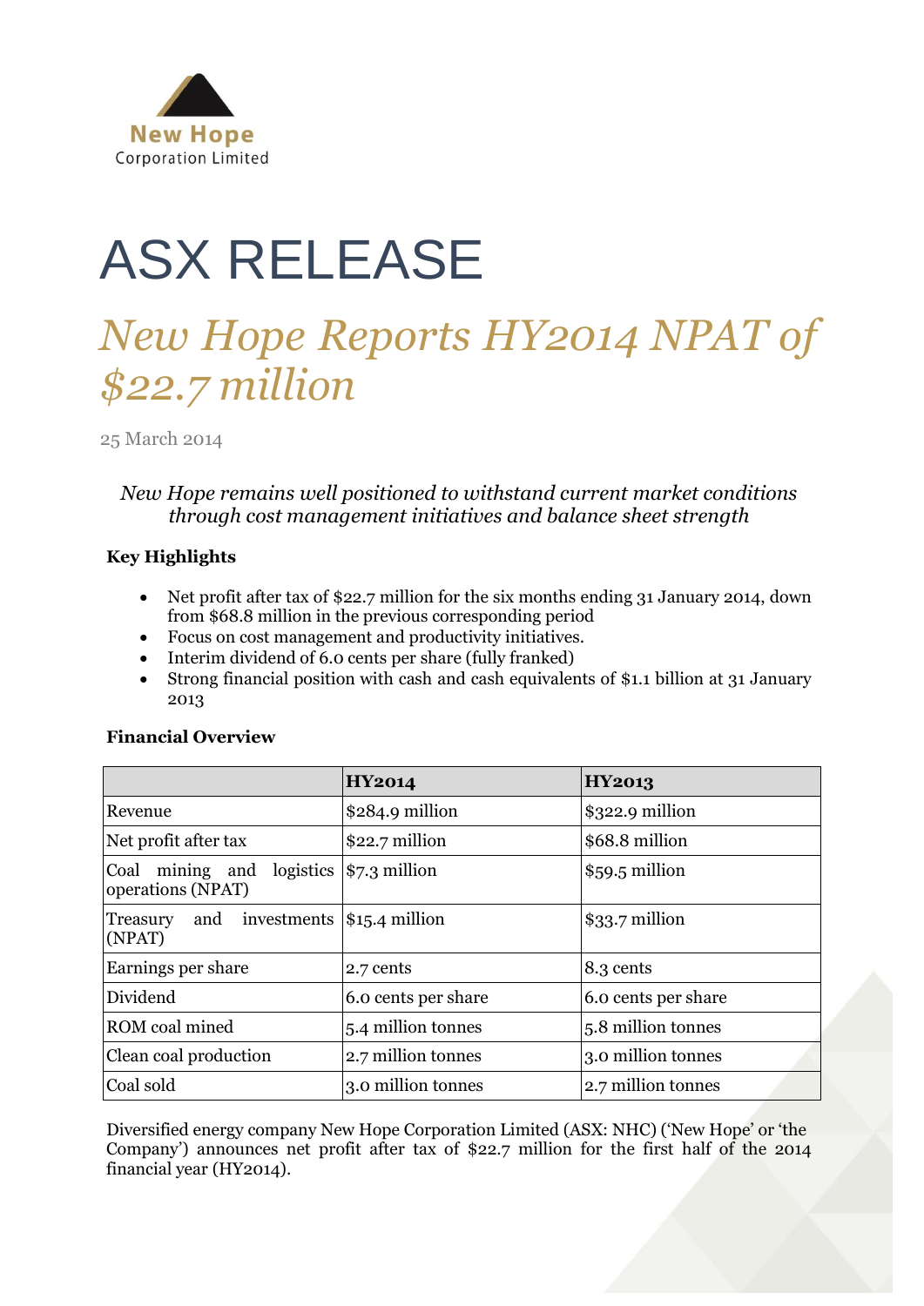New Hope
Corporation Limited

# ASX RELEASE

## *New Hope Reports HY2014 NPAT of $22.7 million*

25 March 2014

*New Hope remains well positioned to withstand current market conditions through cost management initiatives and balance sheet strength*

**Key Highlights**

- Net profit after tax of $22.7 million for the six months ending 31 January 2014, down from $68.8 million in the previous corresponding period
- Focus on cost management and productivity initiatives.
- Interim dividend of 6.0 cents per share (fully franked)
- Strong financial position with cash and cash equivalents of $1.1 billion at 31 January 2013

**Financial Overview**

| | **HY2014** | **HY2013** |
|---|---|---|
| Revenue | $284.9 million | $322.9 million |
| Net profit after tax | $22.7 million | $68.8 million |
| Coal mining and logistics operations (NPAT) | $7.3 million | $59.5 million |
| Treasury and investments (NPAT) | $15.4 million | $33.7 million |
| Earnings per share | 2.7 cents | 8.3 cents |
| Dividend | 6.0 cents per share | 6.0 cents per share |
| ROM coal mined | 5.4 million tonnes | 5.8 million tonnes |
| Clean coal production | 2.7 million tonnes | 3.0 million tonnes |
| Coal sold | 3.0 million tonnes | 2.7 million tonnes |

Diversified energy company New Hope Corporation Limited (ASX: NHC) ('New Hope' or 'the Company') announces net profit after tax of $22.7 million for the first half of the 2014 financial year (HY2014).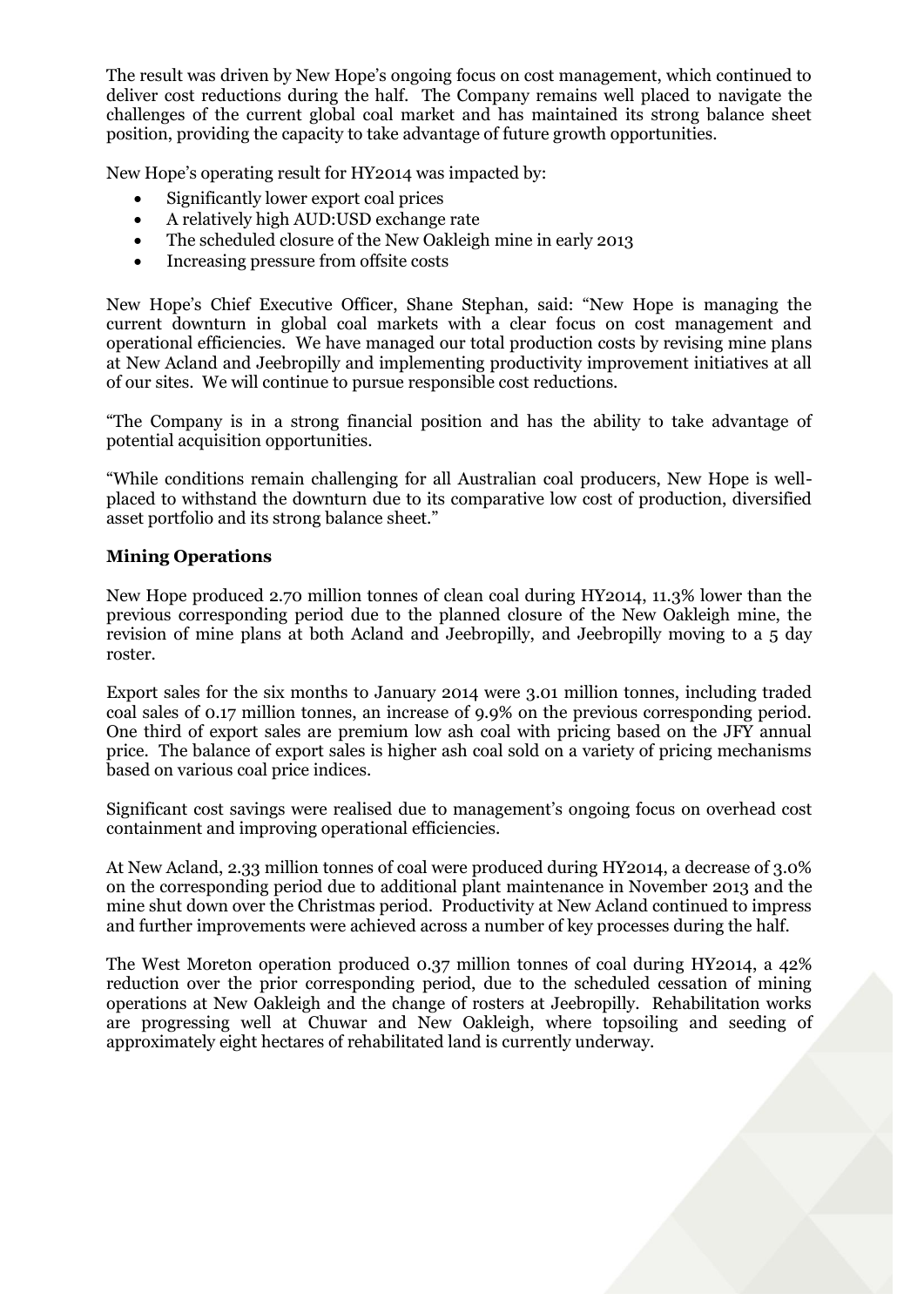The result was driven by New Hope's ongoing focus on cost management, which continued to deliver cost reductions during the half. The Company remains well placed to navigate the challenges of the current global coal market and has maintained its strong balance sheet position, providing the capacity to take advantage of future growth opportunities.

New Hope's operating result for HY2014 was impacted by:

- Significantly lower export coal prices
- A relatively high AUD:USD exchange rate
- The scheduled closure of the New Oakleigh mine in early 2013
- Increasing pressure from offsite costs

New Hope's Chief Executive Officer, Shane Stephan, said: "New Hope is managing the current downturn in global coal markets with a clear focus on cost management and operational efficiencies. We have managed our total production costs by revising mine plans at New Acland and Jeebropilly and implementing productivity improvement initiatives at all of our sites. We will continue to pursue responsible cost reductions.

"The Company is in a strong financial position and has the ability to take advantage of potential acquisition opportunities.

"While conditions remain challenging for all Australian coal producers, New Hope is well-placed to withstand the downturn due to its comparative low cost of production, diversified asset portfolio and its strong balance sheet."

## Mining Operations

New Hope produced 2.70 million tonnes of clean coal during HY2014, 11.3% lower than the previous corresponding period due to the planned closure of the New Oakleigh mine, the revision of mine plans at both Acland and Jeebropilly, and Jeebropilly moving to a 5 day roster.

Export sales for the six months to January 2014 were 3.01 million tonnes, including traded coal sales of 0.17 million tonnes, an increase of 9.9% on the previous corresponding period. One third of export sales are premium low ash coal with pricing based on the JFY annual price. The balance of export sales is higher ash coal sold on a variety of pricing mechanisms based on various coal price indices.

Significant cost savings were realised due to management's ongoing focus on overhead cost containment and improving operational efficiencies.

At New Acland, 2.33 million tonnes of coal were produced during HY2014, a decrease of 3.0% on the corresponding period due to additional plant maintenance in November 2013 and the mine shut down over the Christmas period. Productivity at New Acland continued to impress and further improvements were achieved across a number of key processes during the half.

The West Moreton operation produced 0.37 million tonnes of coal during HY2014, a 42% reduction over the prior corresponding period, due to the scheduled cessation of mining operations at New Oakleigh and the change of rosters at Jeebropilly. Rehabilitation works are progressing well at Chuwar and New Oakleigh, where topsoiling and seeding of approximately eight hectares of rehabilitated land is currently underway.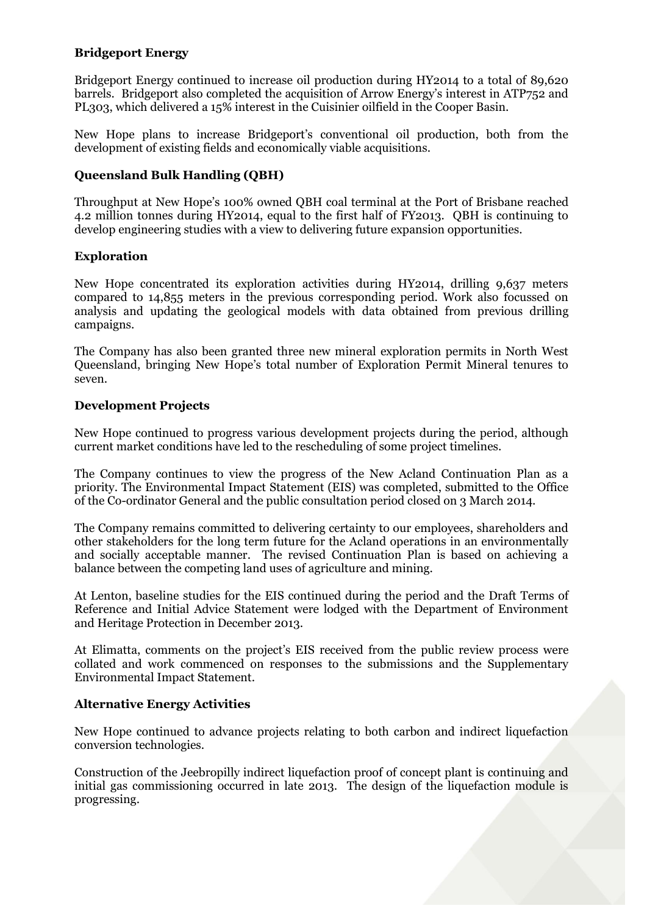### Bridgeport Energy

Bridgeport Energy continued to increase oil production during HY2014 to a total of 89,620 barrels. Bridgeport also completed the acquisition of Arrow Energy's interest in ATP752 and PL303, which delivered a 15% interest in the Cuisinier oilfield in the Cooper Basin.

New Hope plans to increase Bridgeport's conventional oil production, both from the development of existing fields and economically viable acquisitions.

### Queensland Bulk Handling (QBH)

Throughput at New Hope's 100% owned QBH coal terminal at the Port of Brisbane reached 4.2 million tonnes during HY2014, equal to the first half of FY2013. QBH is continuing to develop engineering studies with a view to delivering future expansion opportunities.

### Exploration

New Hope concentrated its exploration activities during HY2014, drilling 9,637 meters compared to 14,855 meters in the previous corresponding period. Work also focussed on analysis and updating the geological models with data obtained from previous drilling campaigns.

The Company has also been granted three new mineral exploration permits in North West Queensland, bringing New Hope's total number of Exploration Permit Mineral tenures to seven.

### Development Projects

New Hope continued to progress various development projects during the period, although current market conditions have led to the rescheduling of some project timelines.

The Company continues to view the progress of the New Acland Continuation Plan as a priority. The Environmental Impact Statement (EIS) was completed, submitted to the Office of the Co-ordinator General and the public consultation period closed on 3 March 2014.

The Company remains committed to delivering certainty to our employees, shareholders and other stakeholders for the long term future for the Acland operations in an environmentally and socially acceptable manner. The revised Continuation Plan is based on achieving a balance between the competing land uses of agriculture and mining.

At Lenton, baseline studies for the EIS continued during the period and the Draft Terms of Reference and Initial Advice Statement were lodged with the Department of Environment and Heritage Protection in December 2013.

At Elimatta, comments on the project's EIS received from the public review process were collated and work commenced on responses to the submissions and the Supplementary Environmental Impact Statement.

### Alternative Energy Activities

New Hope continued to advance projects relating to both carbon and indirect liquefaction conversion technologies.

Construction of the Jeebropilly indirect liquefaction proof of concept plant is continuing and initial gas commissioning occurred in late 2013. The design of the liquefaction module is progressing.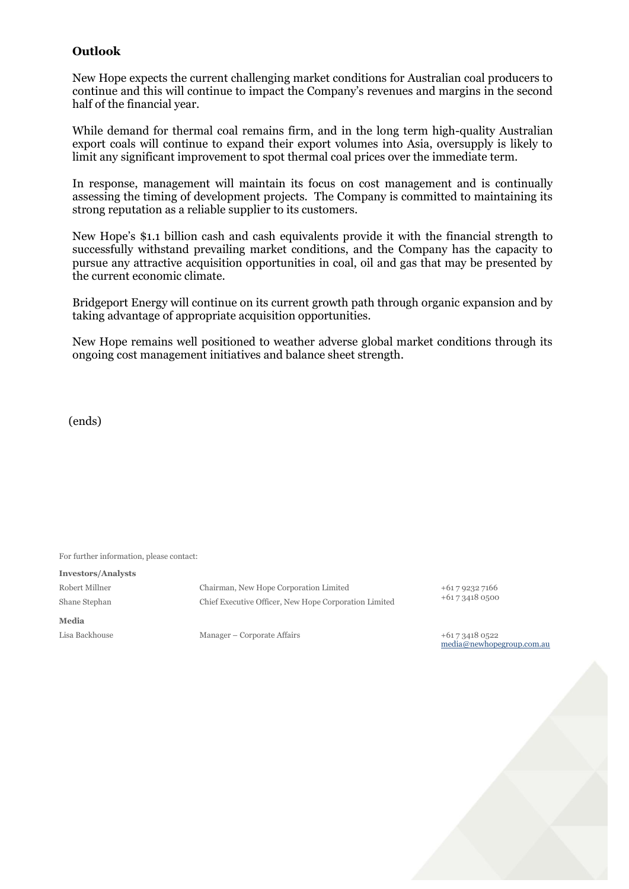## Outlook

New Hope expects the current challenging market conditions for Australian coal producers to continue and this will continue to impact the Company's revenues and margins in the second half of the financial year.

While demand for thermal coal remains firm, and in the long term high-quality Australian export coals will continue to expand their export volumes into Asia, oversupply is likely to limit any significant improvement to spot thermal coal prices over the immediate term.

In response, management will maintain its focus on cost management and is continually assessing the timing of development projects. The Company is committed to maintaining its strong reputation as a reliable supplier to its customers.

New Hope's $1.1 billion cash and cash equivalents provide it with the financial strength to successfully withstand prevailing market conditions, and the Company has the capacity to pursue any attractive acquisition opportunities in coal, oil and gas that may be presented by the current economic climate.

Bridgeport Energy will continue on its current growth path through organic expansion and by taking advantage of appropriate acquisition opportunities.

New Hope remains well positioned to weather adverse global market conditions through its ongoing cost management initiatives and balance sheet strength.

(ends)

For further information, please contact:

**Investors/Analysts**

| | | |
|---|---|---|
| Robert Millner | Chairman, New Hope Corporation Limited | +61 7 9232 7166 |
| Shane Stephan | Chief Executive Officer, New Hope Corporation Limited | +61 7 3418 0500 |

**Media**

| | | |
|---|---|---|
| Lisa Backhouse | Manager – Corporate Affairs | +61 7 3418 0522<br>media@newhopegroup.com.au |